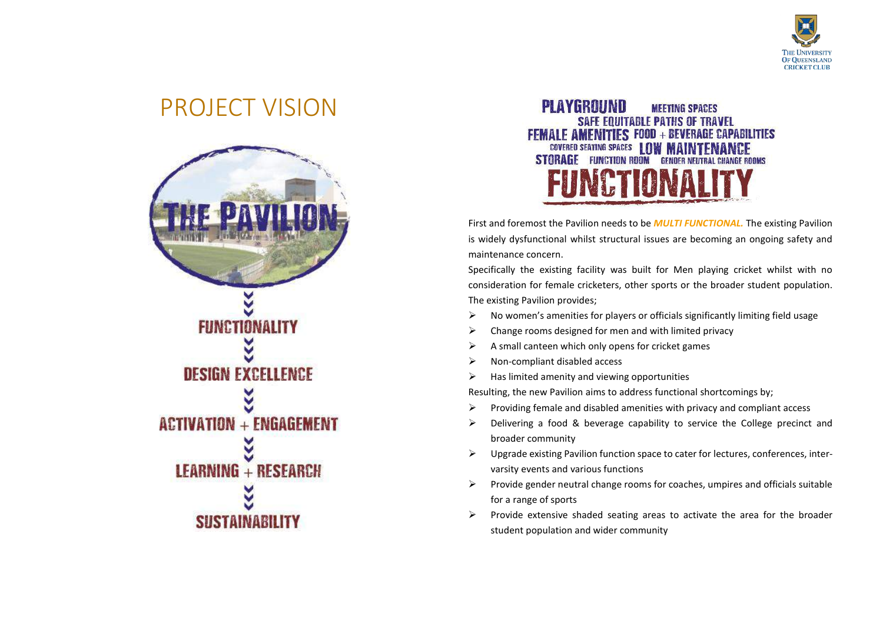# PROJECT VISION

THE PAVILION

FUNCTIONALITY

DESIGN EXCELLENCE

ACTIVATION + ENGAGEMENT

LEARNING + RESEARCH

SUSTAINABILITY

PLAYGROUND MEETING SPACES SAFE EQUITABLE PATHS OF TRAVEL FEMALE AMENITIES FOOD + BEVERAGE CAPABILITIES COVERED SEATING SPACES LOW MAINTENANCE STORAGE FUNCTION ROOM GENDER NEUTRAL CHANGE ROOMS

## FUNCTIONALITY

First and foremost the Pavilion needs to be ***MULTI FUNCTIONAL.*** The existing Pavilion is widely dysfunctional whilst structural issues are becoming an ongoing safety and maintenance concern.

Specifically the existing facility was built for Men playing cricket whilst with no consideration for female cricketers, other sports or the broader student population. The existing Pavilion provides;

- No women's amenities for players or officials significantly limiting field usage
- Change rooms designed for men and with limited privacy
- A small canteen which only opens for cricket games
- Non-compliant disabled access
- Has limited amenity and viewing opportunities

Resulting, the new Pavilion aims to address functional shortcomings by;

- Providing female and disabled amenities with privacy and compliant access
- Delivering a food & beverage capability to service the College precinct and broader community
- Upgrade existing Pavilion function space to cater for lectures, conferences, inter-varsity events and various functions
- Provide gender neutral change rooms for coaches, umpires and officials suitable for a range of sports
- Provide extensive shaded seating areas to activate the area for the broader student population and wider community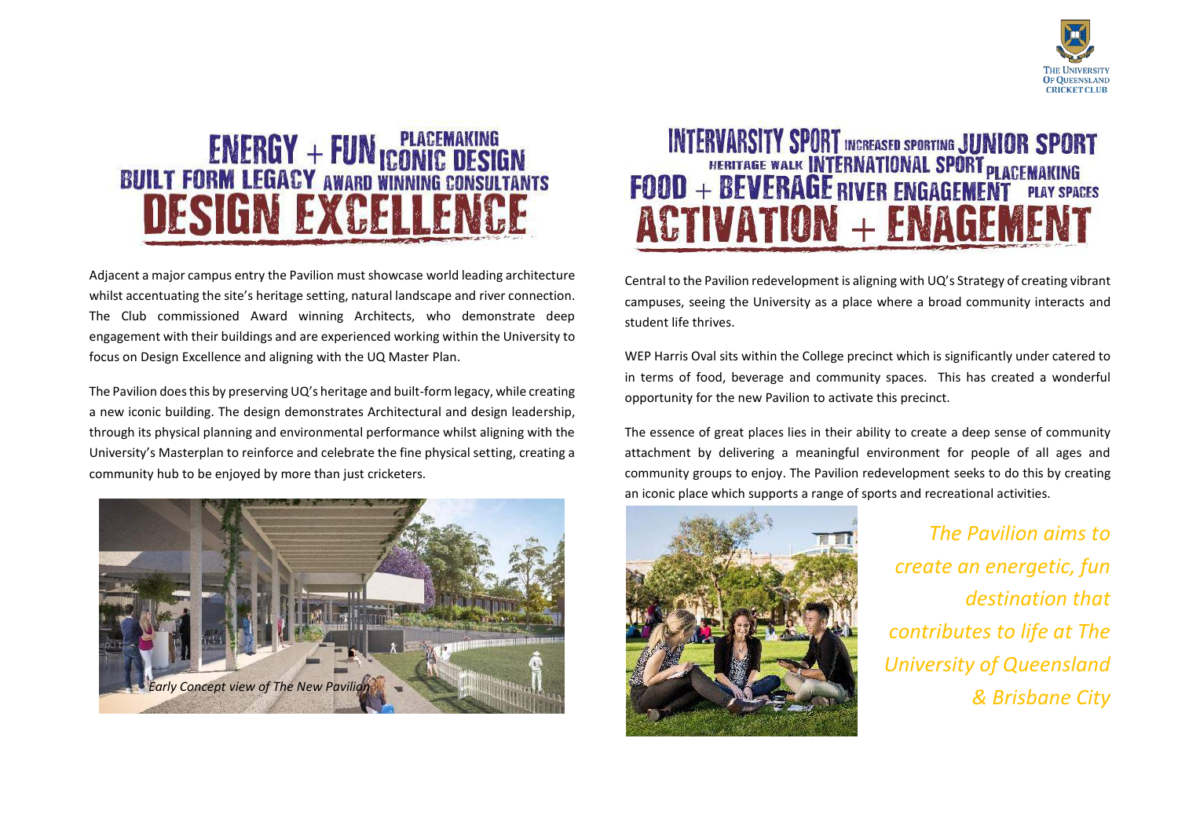# ENERGY + FUN PLACEMAKING ICONIC DESIGN BUILT FORM LEGACY AWARD WINNING CONSULTANTS

# DESIGN EXCELLENCE

Adjacent a major campus entry the Pavilion must showcase world leading architecture whilst accentuating the site's heritage setting, natural landscape and river connection. The Club commissioned Award winning Architects, who demonstrate deep engagement with their buildings and are experienced working within the University to focus on Design Excellence and aligning with the UQ Master Plan.

The Pavilion does this by preserving UQ's heritage and built-form legacy, while creating a new iconic building. The design demonstrates Architectural and design leadership, through its physical planning and environmental performance whilst aligning with the University's Masterplan to reinforce and celebrate the fine physical setting, creating a community hub to be enjoyed by more than just cricketers.

*Early Concept view of The New Pavilion*

# INTERVARSITY SPORT INCREASED SPORTING JUNIOR SPORT HERITAGE WALK INTERNATIONAL SPORT PLACEMAKING FOOD + BEVERAGE RIVER ENGAGEMENT PLAY SPACES

# ACTIVATION + ENAGEMENT

Central to the Pavilion redevelopment is aligning with UQ's Strategy of creating vibrant campuses, seeing the University as a place where a broad community interacts and student life thrives.

WEP Harris Oval sits within the College precinct which is significantly under catered to in terms of food, beverage and community spaces. This has created a wonderful opportunity for the new Pavilion to activate this precinct.

The essence of great places lies in their ability to create a deep sense of community attachment by delivering a meaningful environment for people of all ages and community groups to enjoy. The Pavilion redevelopment seeks to do this by creating an iconic place which supports a range of sports and recreational activities.

*The Pavilion aims to create an energetic, fun destination that contributes to life at The University of Queensland & Brisbane City*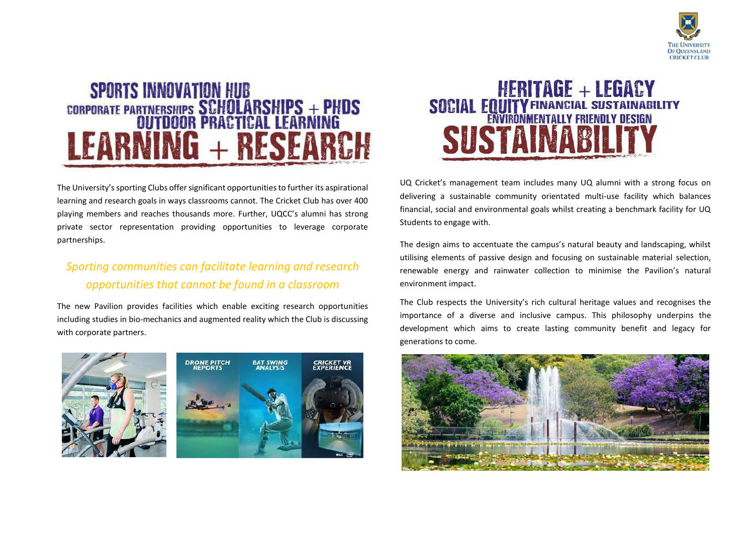# SPORTS INNOVATION HUB
## CORPORATE PARTNERSHIPS SCHOLARSHIPS + PHDS
## OUTDOOR PRACTICAL LEARNING
# LEARNING + RESEARCH

The University's sporting Clubs offer significant opportunities to further its aspirational learning and research goals in ways classrooms cannot. The Cricket Club has over 400 playing members and reaches thousands more. Further, UQCC's alumni has strong private sector representation providing opportunities to leverage corporate partnerships.

*Sporting communities can facilitate learning and research opportunities that cannot be found in a classroom*

The new Pavilion provides facilities which enable exciting research opportunities including studies in bio-mechanics and augmented reality which the Club is discussing with corporate partners.

DRONE PITCH REPORTS

BAT SWING ANALYSIS

CRICKET VR EXPERIENCE

# HERITAGE + LEGACY
## SOCIAL EQUITY FINANCIAL SUSTAINABILITY
## ENVIRONMENTALLY FRIENDLY DESIGN
# SUSTAINABILITY

UQ Cricket's management team includes many UQ alumni with a strong focus on delivering a sustainable community orientated multi-use facility which balances financial, social and environmental goals whilst creating a benchmark facility for UQ Students to engage with.

The design aims to accentuate the campus's natural beauty and landscaping, whilst utilising elements of passive design and focusing on sustainable material selection, renewable energy and rainwater collection to minimise the Pavilion's natural environment impact.

The Club respects the University's rich cultural heritage values and recognises the importance of a diverse and inclusive campus. This philosophy underpins the development which aims to create lasting community benefit and legacy for generations to come.